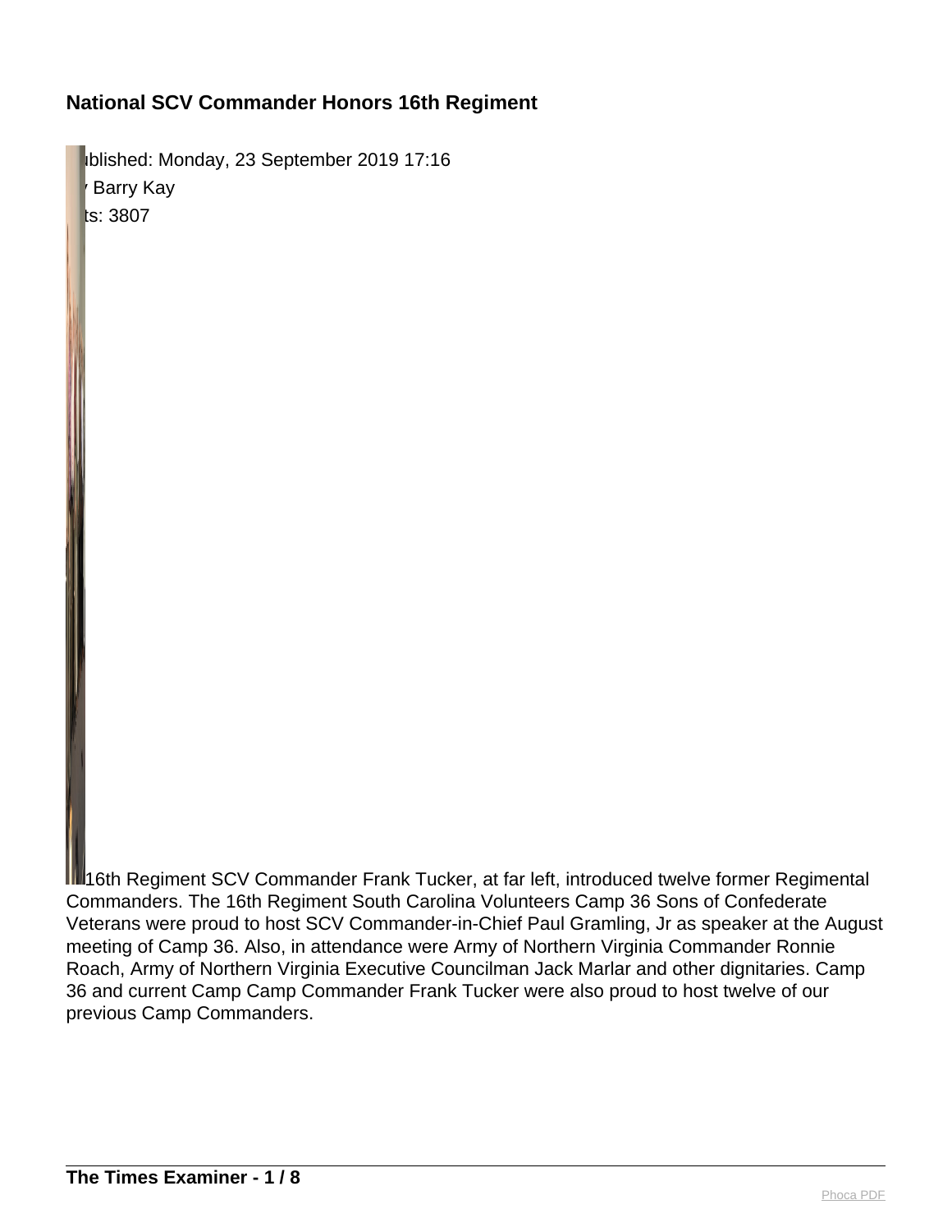# National SCV Commander Honors 16th Regiment

ublished: Monday, 23 September 2019 17:16
Barry Kay
ts: 3807

16th Regiment SCV Commander Frank Tucker, at far left, introduced twelve former Regimental Commanders. The 16th Regiment South Carolina Volunteers Camp 36 Sons of Confederate Veterans were proud to host SCV Commander-in-Chief Paul Gramling, Jr as speaker at the August meeting of Camp 36. Also, in attendance were Army of Northern Virginia Commander Ronnie Roach, Army of Northern Virginia Executive Councilman Jack Marlar and other dignitaries. Camp 36 and current Camp Camp Commander Frank Tucker were also proud to host twelve of our previous Camp Commanders.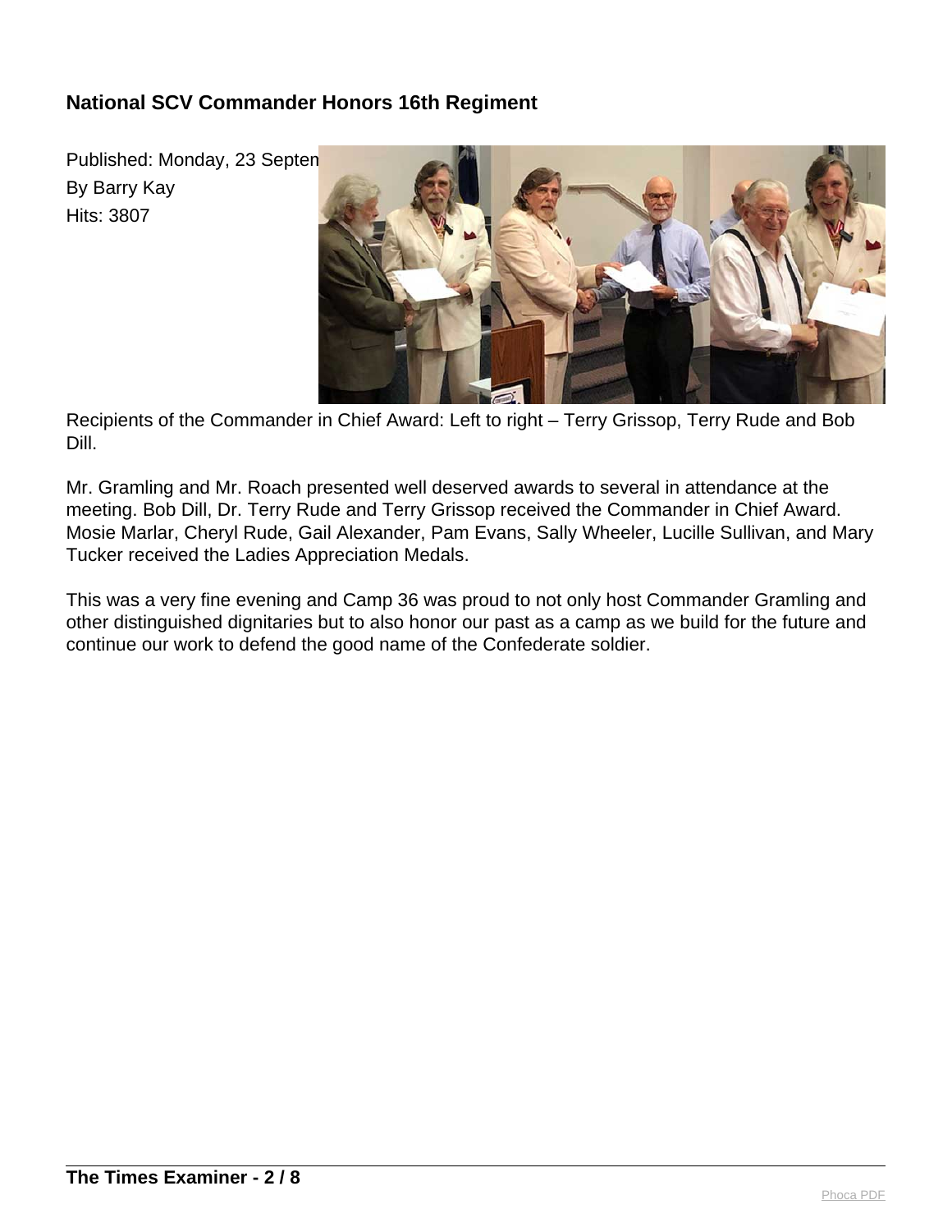## National SCV Commander Honors 16th Regiment

Published: Monday, 23 Septen
By Barry Kay
Hits: 3807

Recipients of the Commander in Chief Award: Left to right – Terry Grissop, Terry Rude and Bob Dill.

Mr. Gramling and Mr. Roach presented well deserved awards to several in attendance at the meeting. Bob Dill, Dr. Terry Rude and Terry Grissop received the Commander in Chief Award. Mosie Marlar, Cheryl Rude, Gail Alexander, Pam Evans, Sally Wheeler, Lucille Sullivan, and Mary Tucker received the Ladies Appreciation Medals.

This was a very fine evening and Camp 36 was proud to not only host Commander Gramling and other distinguished dignitaries but to also honor our past as a camp as we build for the future and continue our work to defend the good name of the Confederate soldier.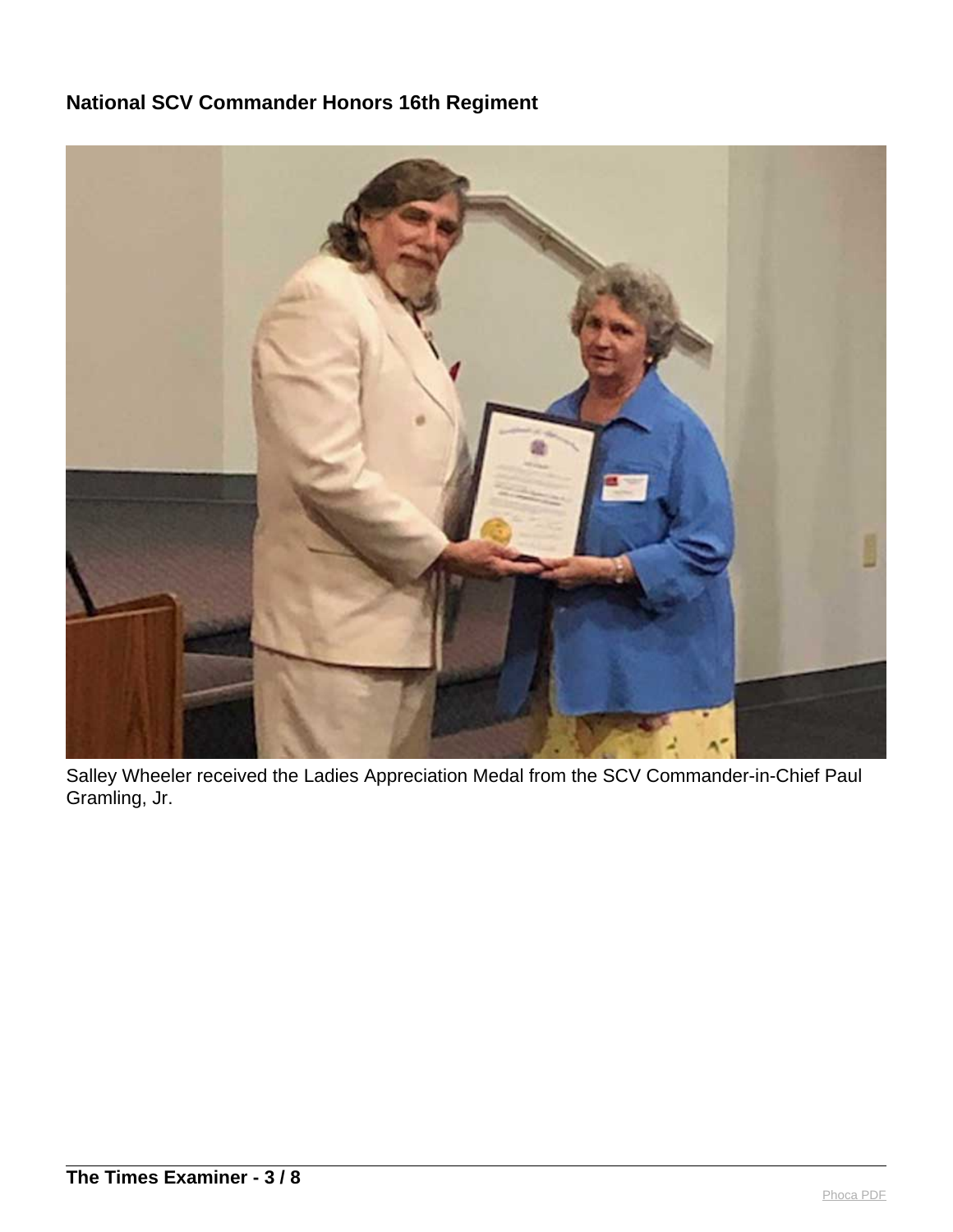## National SCV Commander Honors 16th Regiment

Salley Wheeler received the Ladies Appreciation Medal from the SCV Commander-in-Chief Paul Gramling, Jr.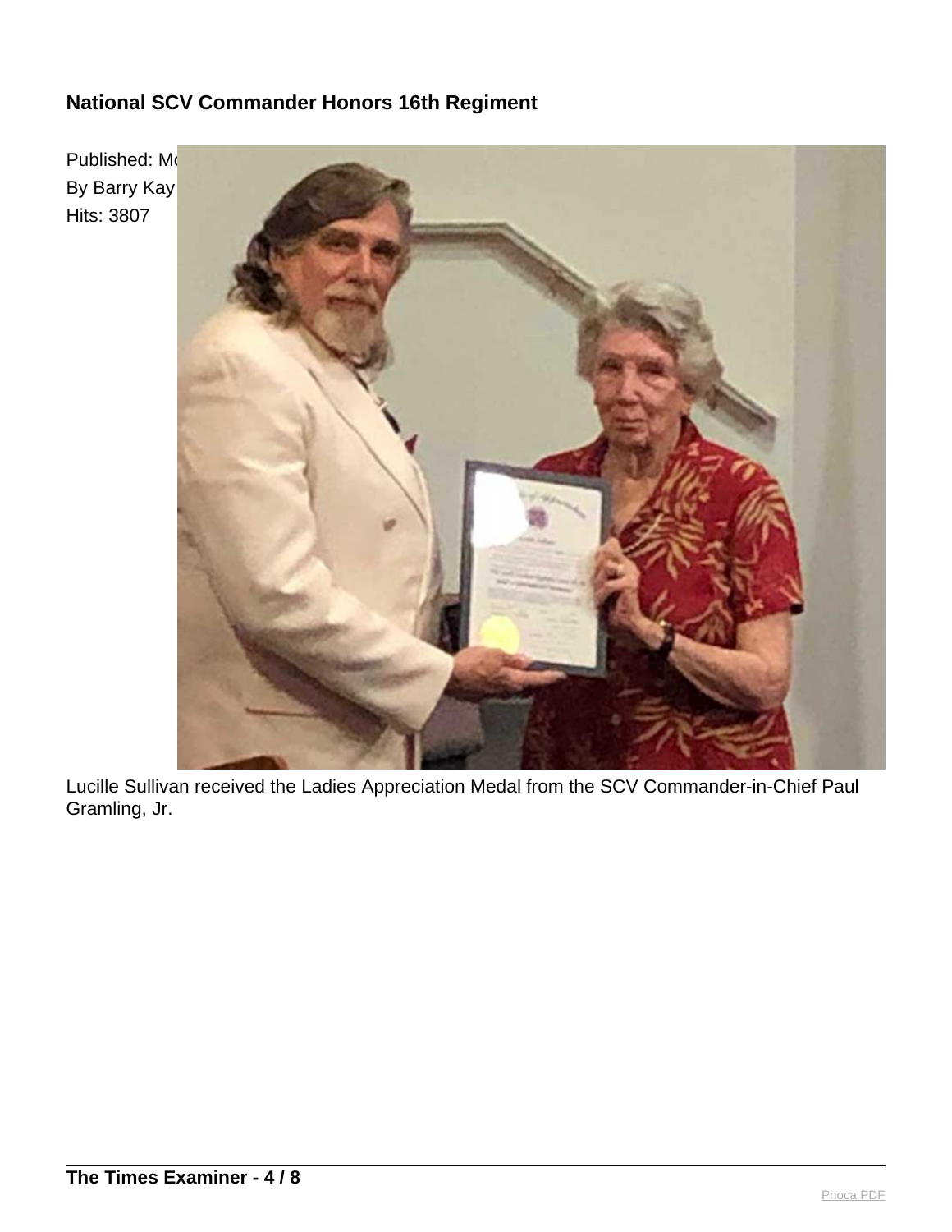**National SCV Commander Honors 16th Regiment**

Published: Mo
By Barry Kay
Hits: 3807

Lucille Sullivan received the Ladies Appreciation Medal from the SCV Commander-in-Chief Paul Gramling, Jr.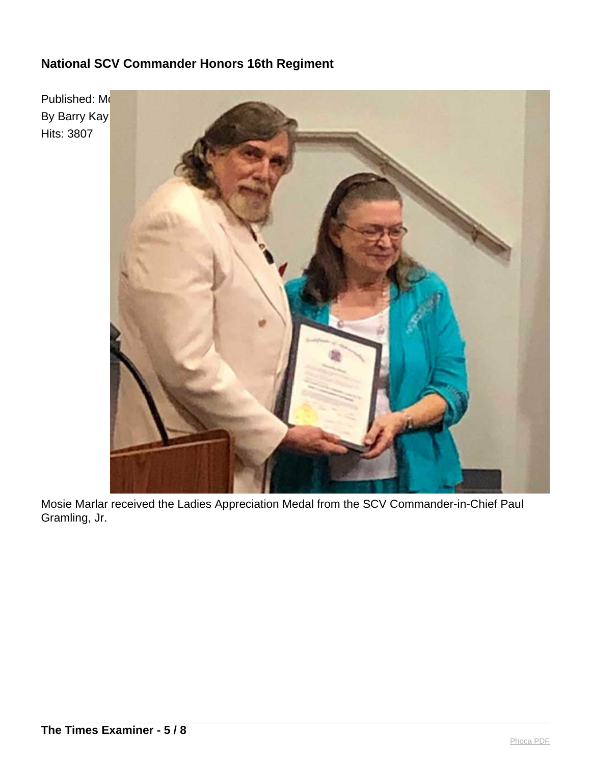**National SCV Commander Honors 16th Regiment**

Published: Mo
By Barry Kay
Hits: 3807

Mosie Marlar received the Ladies Appreciation Medal from the SCV Commander-in-Chief Paul Gramling, Jr.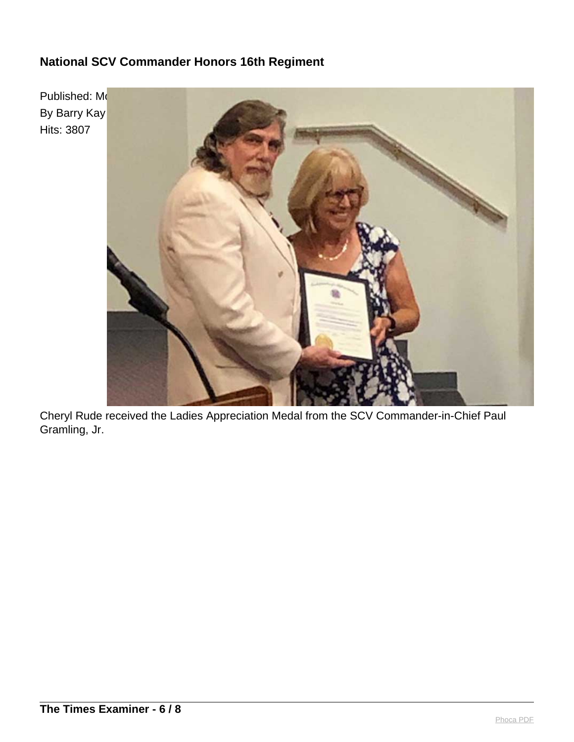**National SCV Commander Honors 16th Regiment**

Published: Mo
By Barry Kay
Hits: 3807

Cheryl Rude received the Ladies Appreciation Medal from the SCV Commander-in-Chief Paul Gramling, Jr.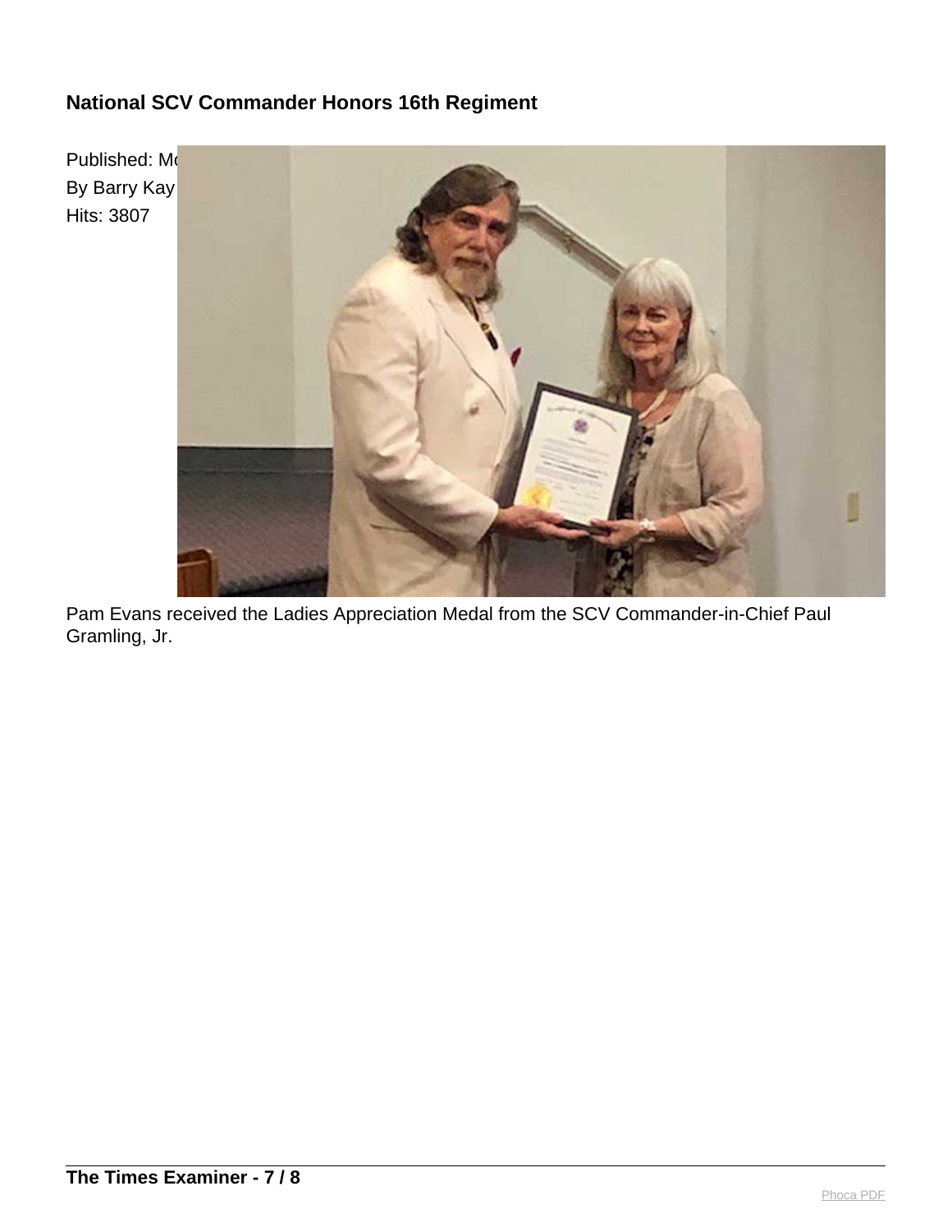**National SCV Commander Honors 16th Regiment**

Published: Mo
By Barry Kay
Hits: 3807

Pam Evans received the Ladies Appreciation Medal from the SCV Commander-in-Chief Paul Gramling, Jr.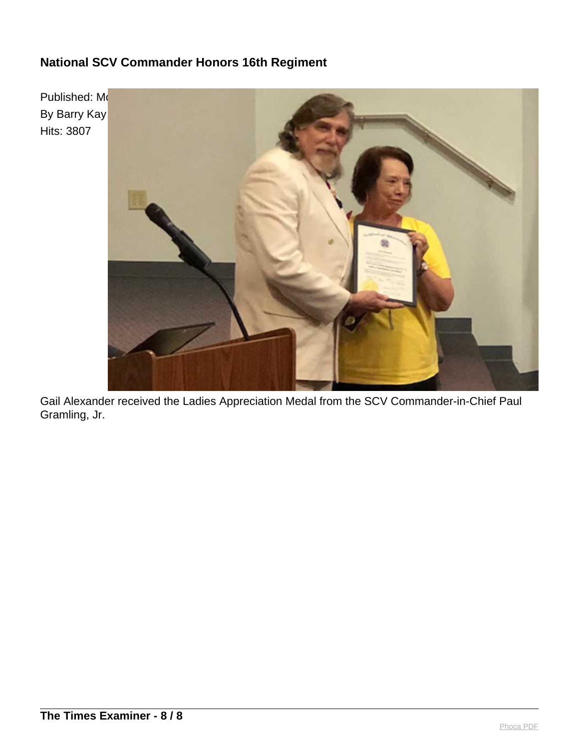**National SCV Commander Honors 16th Regiment**

Published: Mo
By Barry Kay
Hits: 3807

Gail Alexander received the Ladies Appreciation Medal from the SCV Commander-in-Chief Paul Gramling, Jr.